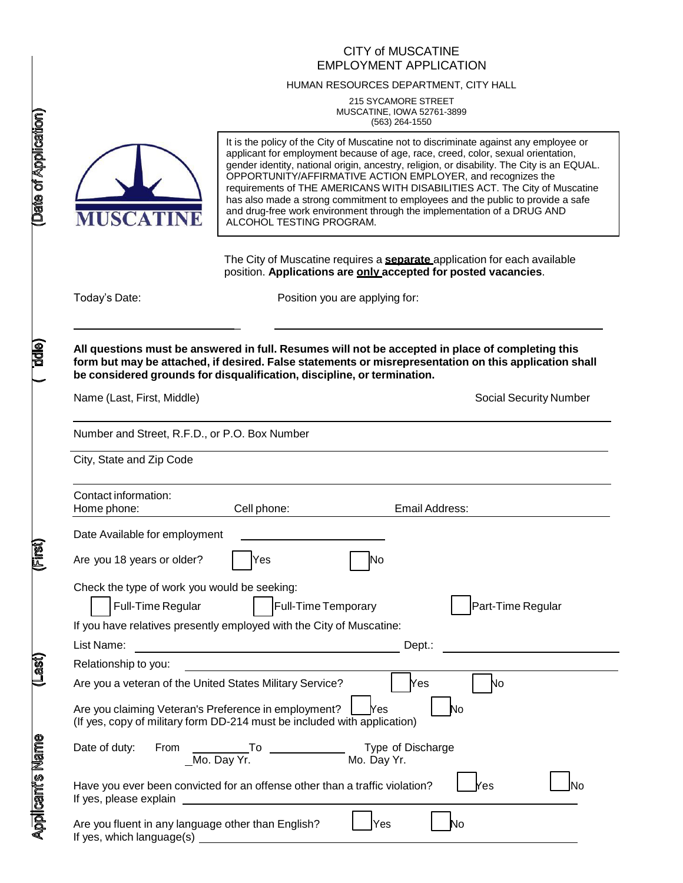# CITY of MUSCATINE
## EMPLOYMENT APPLICATION

HUMAN RESOURCES DEPARTMENT, CITY HALL

215 SYCAMORE STREET
MUSCATINE, IOWA 52761-3899
(563) 264-1550

MUSCATINE

It is the policy of the City of Muscatine not to discriminate against any employee or applicant for employment because of age, race, creed, color, sexual orientation, gender identity, national origin, ancestry, religion, or disability. The City is an EQUAL. OPPORTUNITY/AFFIRMATIVE ACTION EMPLOYER, and recognizes the requirements of THE AMERICANS WITH DISABILITIES ACT. The City of Muscatine has also made a strong commitment to employees and the public to provide a safe and drug-free work environment through the implementation of a DRUG AND ALCOHOL TESTING PROGRAM.

The City of Muscatine requires a **separate** application for each available position. **Applications are only accepted for posted vacancies**.

Today's Date: ____________________ Position you are applying for: ____________________

**All questions must be answered in full. Resumes will not be accepted in place of completing this form but may be attached, if desired. False statements or misrepresentation on this application shall be considered grounds for disqualification, discipline, or termination.**

Name (Last, First, Middle) ____________________ Social Security Number ____________________

Number and Street, R.F.D., or P.O. Box Number ____________________

City, State and Zip Code ____________________

Contact information:
Home phone: ____________ Cell phone: ____________ Email Address: ____________

Date Available for employment ____________________

Are you 18 years or older? ☐ Yes ☐ No

Check the type of work you would be seeking:
☐ Full-Time Regular ☐ Full-Time Temporary ☐ Part-Time Regular

If you have relatives presently employed with the City of Muscatine:

List Name: ____________________ Dept.: ____________________

Relationship to you: ____________________

Are you a veteran of the United States Military Service? ☐ Yes ☐ No

Are you claiming Veteran's Preference in employment? ☐ Yes ☐ No
(If yes, copy of military form DD-214 must be included with application)

Date of duty: From ____________ To ____________ Type of Discharge
Mo. Day Yr. Mo. Day Yr.

Have you ever been convicted for an offense other than a traffic violation? ☐ Yes ☐ No
If yes, please explain ____________________

Are you fluent in any language other than English? ☐ Yes ☐ No
If yes, which language(s) ____________________

Applicant's Name (Last) (First) (Middle) (Date of Application)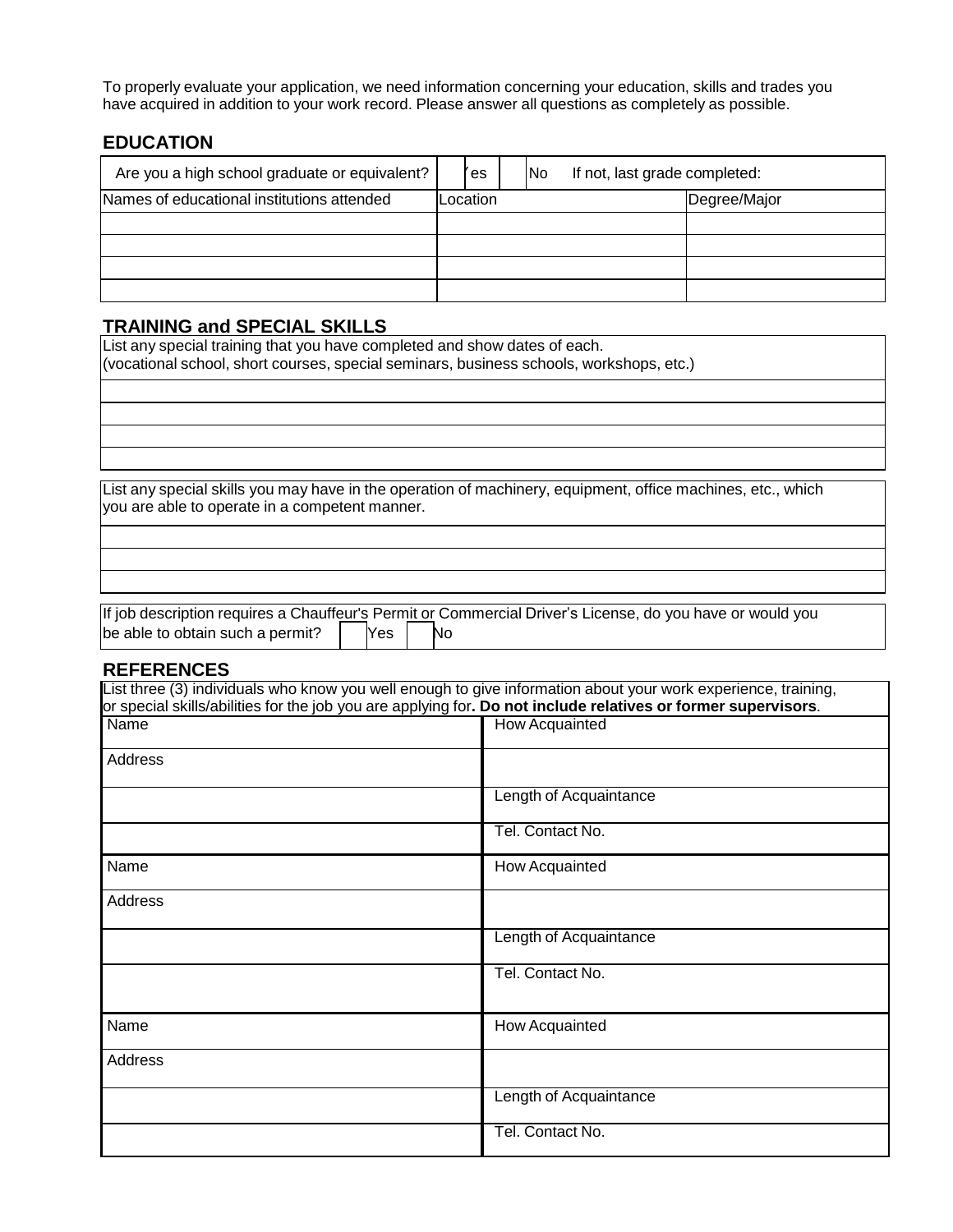To properly evaluate your application, we need information concerning your education, skills and trades you have acquired in addition to your work record. Please answer all questions as completely as possible.

## EDUCATION

| Are you a high school graduate or equivalent? | ☐ Yes ☐ No If not, last grade completed: | |
|---|---|---|
| Names of educational institutions attended | Location | Degree/Major |
| | | |
| | | |
| | | |
| | | |

## TRAINING and SPECIAL SKILLS

| List any special training that you have completed and show dates of each. (vocational school, short courses, special seminars, business schools, workshops, etc.) |
|---|
| |
| |
| |
| |

| List any special skills you may have in the operation of machinery, equipment, office machines, etc., which you are able to operate in a competent manner. |
|---|
| |
| |
| |

If job description requires a Chauffeur's Permit or Commercial Driver's License, do you have or would you be able to obtain such a permit? ☐ Yes ☐ No

## REFERENCES

List three (3) individuals who know you well enough to give information about your work experience, training, or special skills/abilities for the job you are applying for**. Do not include relatives or former supervisors**.

| Name | How Acquainted |
|---|---|
| Address | |
| | Length of Acquaintance |
| | Tel. Contact No. |
| Name | How Acquainted |
| Address | |
| | Length of Acquaintance |
| | Tel. Contact No. |
| Name | How Acquainted |
| Address | |
| | Length of Acquaintance |
| | Tel. Contact No. |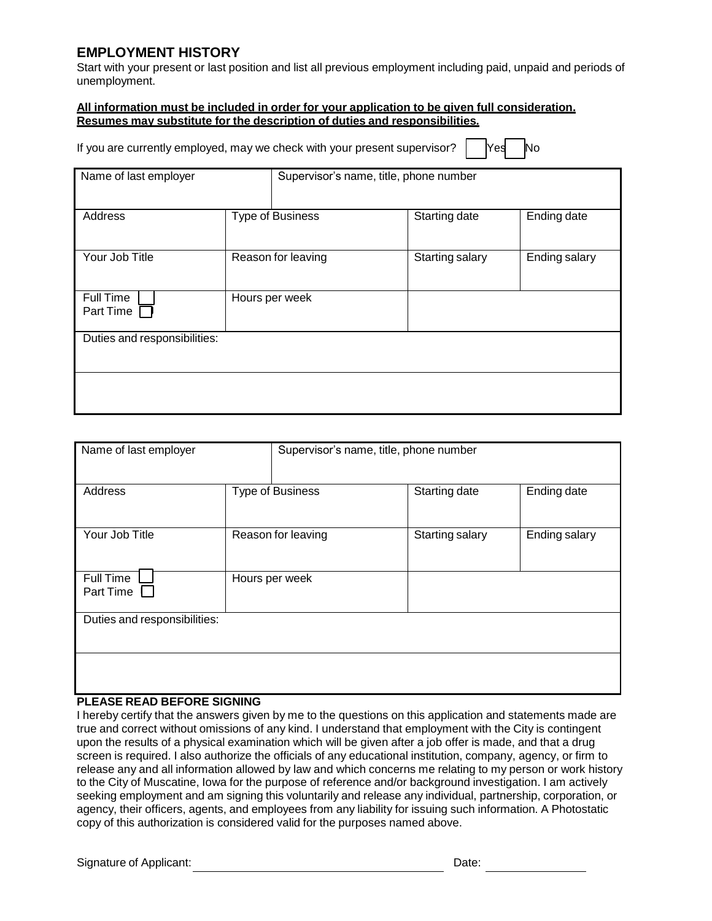## EMPLOYMENT HISTORY

Start with your present or last position and list all previous employment including paid, unpaid and periods of unemployment.

**All information must be included in order for your application to be given full consideration. Resumes may substitute for the description of duties and responsibilities.**

If you are currently employed, may we check with your present supervisor? ☐ Yes ☐ No

| Name of last employer | | Supervisor's name, title, phone number | | |
|---|---|---|---|---|
| Address | Type of Business | | Starting date | Ending date |
| Your Job Title | Reason for leaving | | Starting salary | Ending salary |
| Full Time ☐<br>Part Time ☐ | Hours per week | | | |
| Duties and responsibilities: | | | | |
| | | | | |

| Name of last employer | | Supervisor's name, title, phone number | | |
|---|---|---|---|---|
| Address | Type of Business | | Starting date | Ending date |
| Your Job Title | Reason for leaving | | Starting salary | Ending salary |
| Full Time ☐<br>Part Time ☐ | Hours per week | | | |
| Duties and responsibilities: | | | | |
| | | | | |

**PLEASE READ BEFORE SIGNING**

I hereby certify that the answers given by me to the questions on this application and statements made are true and correct without omissions of any kind. I understand that employment with the City is contingent upon the results of a physical examination which will be given after a job offer is made, and that a drug screen is required. I also authorize the officials of any educational institution, company, agency, or firm to release any and all information allowed by law and which concerns me relating to my person or work history to the City of Muscatine, Iowa for the purpose of reference and/or background investigation. I am actively seeking employment and am signing this voluntarily and release any individual, partnership, corporation, or agency, their officers, agents, and employees from any liability for issuing such information. A Photostatic copy of this authorization is considered valid for the purposes named above.

Signature of Applicant: ______________________________ Date: ______________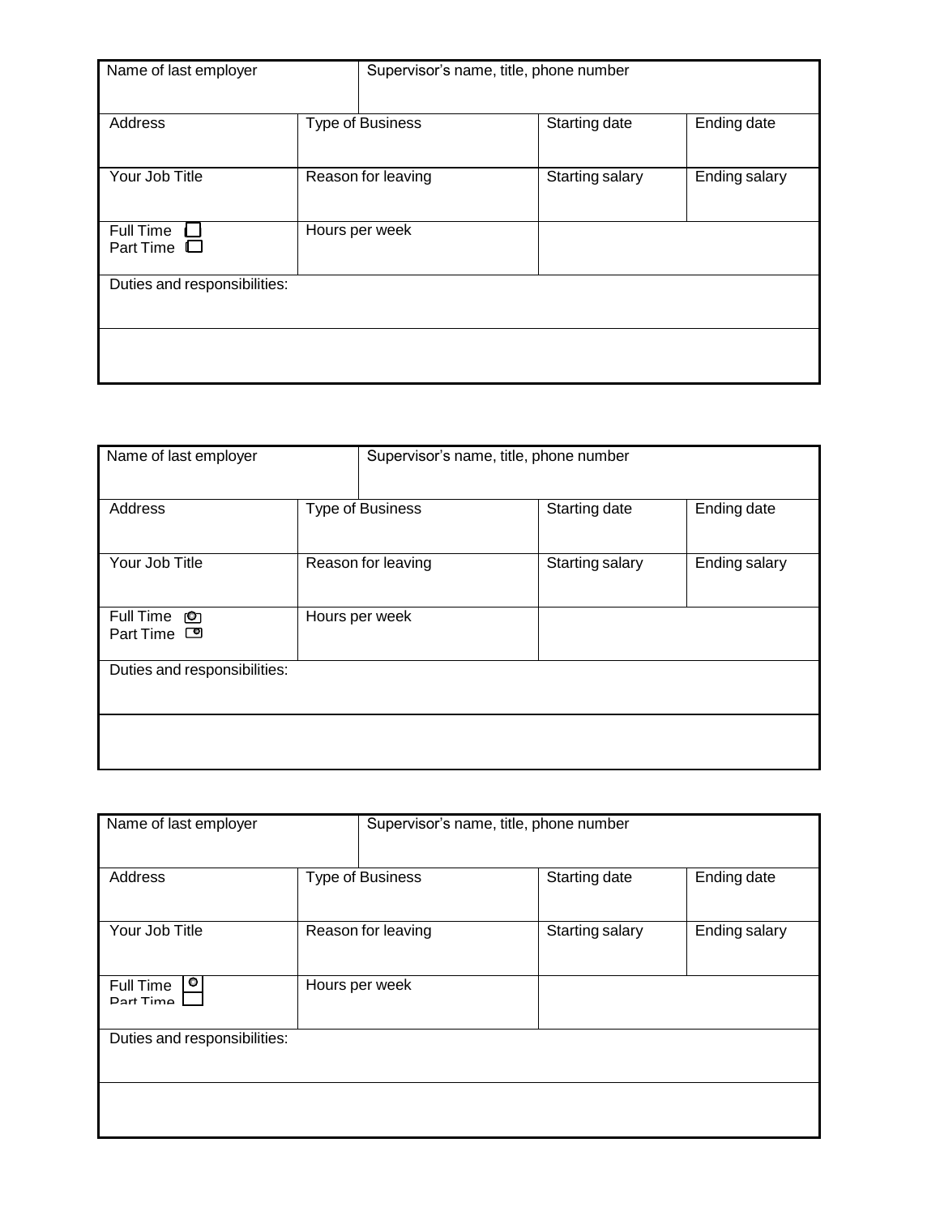| Name of last employer | | Supervisor's name, title, phone number | |
|---|---|---|---|
| Address | Type of Business | Starting date | Ending date |
| Your Job Title | Reason for leaving | Starting salary | Ending salary |
| Full Time ☐<br>Part Time ☐ | Hours per week | | |
| Duties and responsibilities: | | | |
| | | | |

| Name of last employer | | Supervisor's name, title, phone number | |
|---|---|---|---|
| Address | Type of Business | Starting date | Ending date |
| Your Job Title | Reason for leaving | Starting salary | Ending salary |
| Full Time ☐<br>Part Time ☐ | Hours per week | | |
| Duties and responsibilities: | | | |
| | | | |

| Name of last employer | | Supervisor's name, title, phone number | |
|---|---|---|---|
| Address | Type of Business | Starting date | Ending date |
| Your Job Title | Reason for leaving | Starting salary | Ending salary |
| Full Time ☐<br>Part Time ☐ | Hours per week | | |
| Duties and responsibilities: | | | |
| | | | |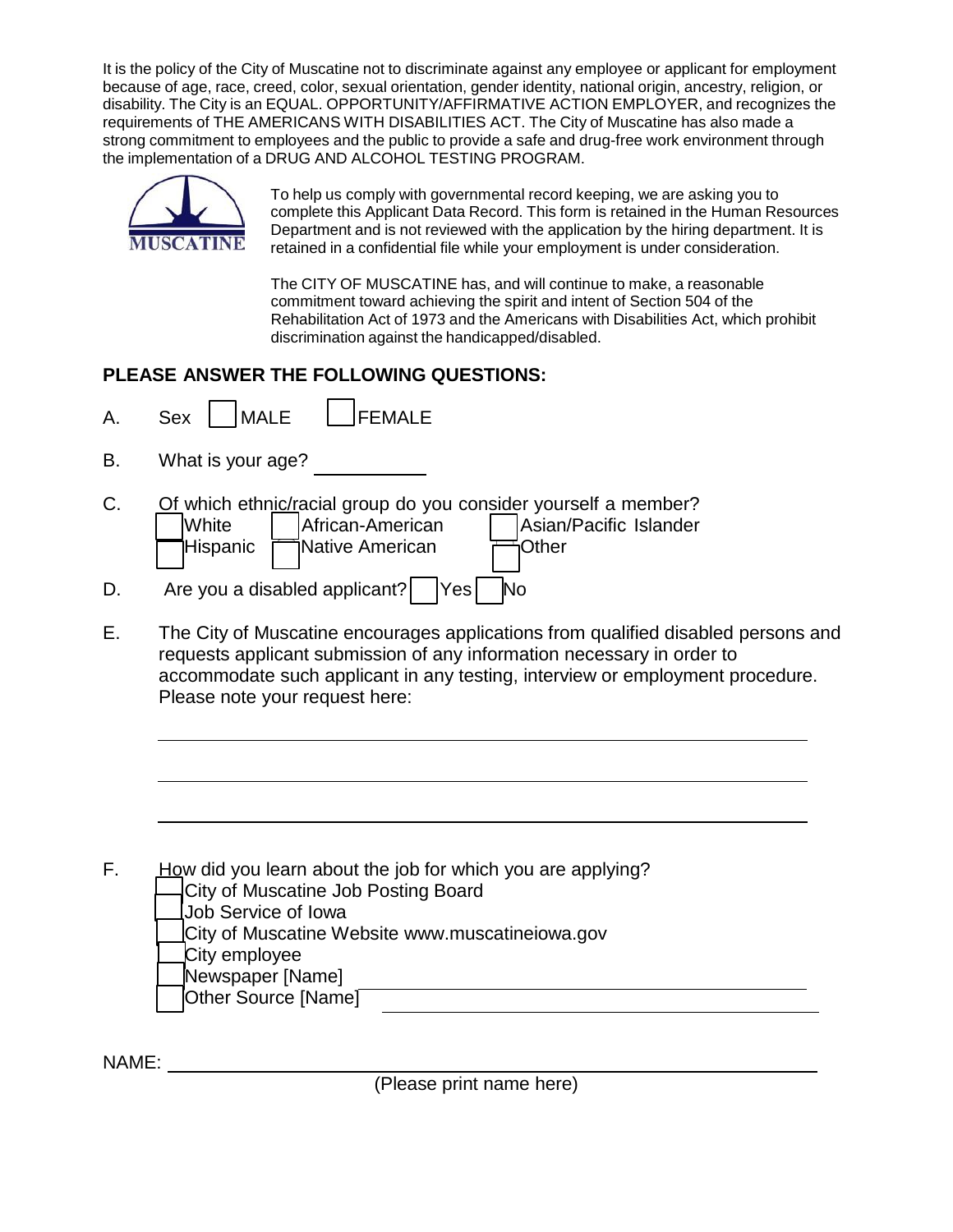It is the policy of the City of Muscatine not to discriminate against any employee or applicant for employment because of age, race, creed, color, sexual orientation, gender identity, national origin, ancestry, religion, or disability. The City is an EQUAL. OPPORTUNITY/AFFIRMATIVE ACTION EMPLOYER, and recognizes the requirements of THE AMERICANS WITH DISABILITIES ACT. The City of Muscatine has also made a strong commitment to employees and the public to provide a safe and drug-free work environment through the implementation of a DRUG AND ALCOHOL TESTING PROGRAM.

MUSCATINE

To help us comply with governmental record keeping, we are asking you to complete this Applicant Data Record. This form is retained in the Human Resources Department and is not reviewed with the application by the hiring department. It is retained in a confidential file while your employment is under consideration.

The CITY OF MUSCATINE has, and will continue to make, a reasonable commitment toward achieving the spirit and intent of Section 504 of the Rehabilitation Act of 1973 and the Americans with Disabilities Act, which prohibit discrimination against the handicapped/disabled.

**PLEASE ANSWER THE FOLLOWING QUESTIONS:**

A. Sex ☐ MALE ☐ FEMALE

B. What is your age? ____________

C. Of which ethnic/racial group do you consider yourself a member?
☐ White ☐ African-American ☐ Asian/Pacific Islander
☐ Hispanic ☐ Native American ☐ Other

D. Are you a disabled applicant? ☐ Yes ☐ No

E. The City of Muscatine encourages applications from qualified disabled persons and requests applicant submission of any information necessary in order to accommodate such applicant in any testing, interview or employment procedure. Please note your request here:

______________________________________________________________

______________________________________________________________

______________________________________________________________

F. How did you learn about the job for which you are applying?
☐ City of Muscatine Job Posting Board
☐ Job Service of Iowa
☐ City of Muscatine Website www.muscatineiowa.gov
☐ City employee
☐ Newspaper [Name] ______________________________
☐ Other Source [Name] ______________________________

NAME: ______________________________________________________________
(Please print name here)